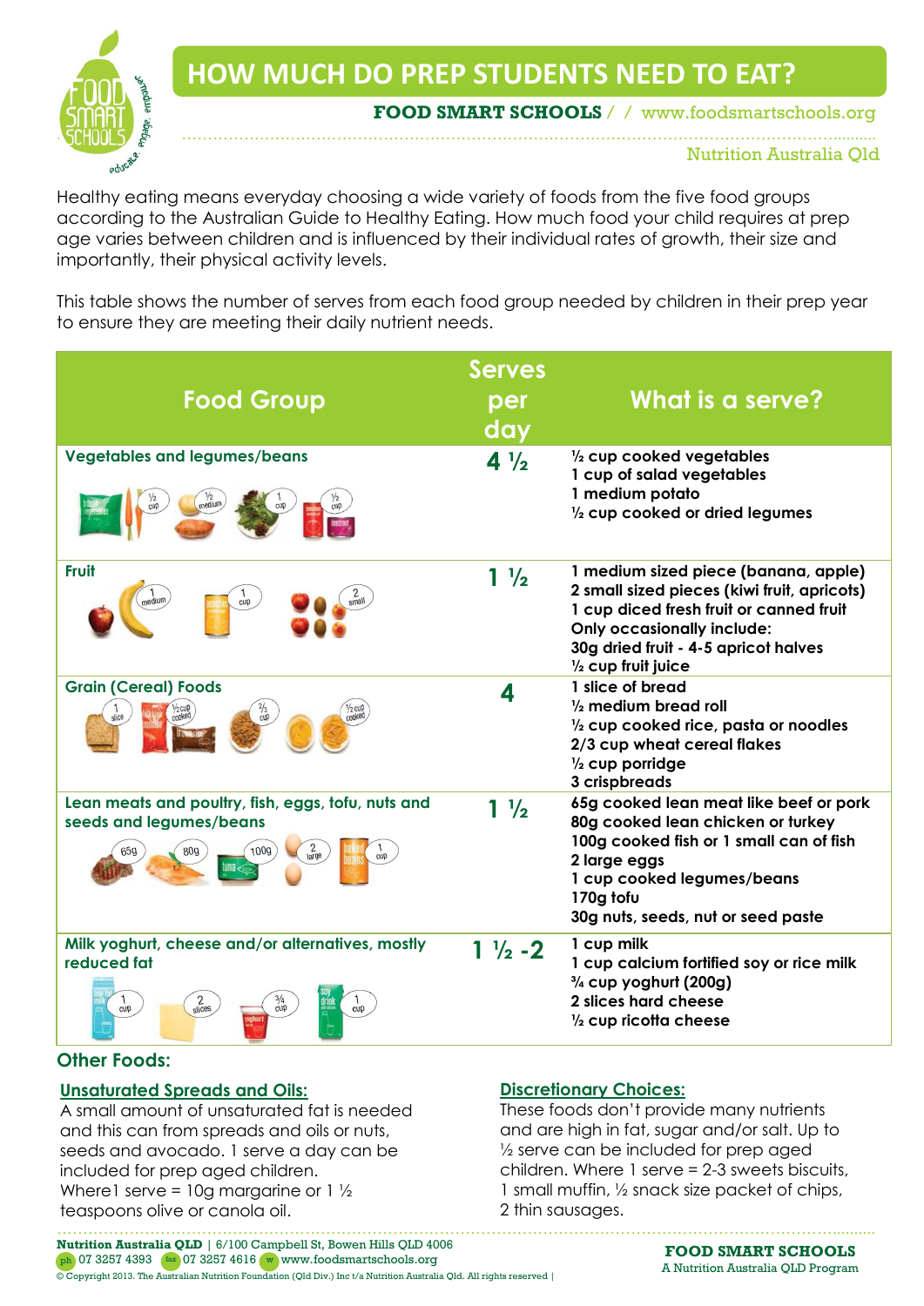# HOW MUCH DO PREP STUDENTS NEED TO EAT?

**FOOD SMART SCHOOLS** / / www.foodsmartschools.org

Nutrition Australia Qld

Healthy eating means everyday choosing a wide variety of foods from the five food groups according to the Australian Guide to Healthy Eating. How much food your child requires at prep age varies between children and is influenced by their individual rates of growth, their size and importantly, their physical activity levels.

This table shows the number of serves from each food group needed by children in their prep year to ensure they are meeting their daily nutrient needs.

| Food Group | Serves per day | What is a serve? |
|---|---|---|
| **Vegetables and legumes/beans** | **4 ½** | ½ cup cooked vegetables<br>1 cup of salad vegetables<br>1 medium potato<br>½ cup cooked or dried legumes |
| **Fruit** | **1 ½** | 1 medium sized piece (banana, apple)<br>2 small sized pieces (kiwi fruit, apricots)<br>1 cup diced fresh fruit or canned fruit<br>Only occasionally include:<br>30g dried fruit - 4-5 apricot halves<br>½ cup fruit juice |
| **Grain (Cereal) Foods** | **4** | 1 slice of bread<br>½ medium bread roll<br>½ cup cooked rice, pasta or noodles<br>2/3 cup wheat cereal flakes<br>½ cup porridge<br>3 crispbreads |
| **Lean meats and poultry, fish, eggs, tofu, nuts and seeds and legumes/beans** | **1 ½** | 65g cooked lean meat like beef or pork<br>80g cooked lean chicken or turkey<br>100g cooked fish or 1 small can of fish<br>2 large eggs<br>1 cup cooked legumes/beans<br>170g tofu<br>30g nuts, seeds, nut or seed paste |
| **Milk yoghurt, cheese and/or alternatives, mostly reduced fat** | **1 ½ -2** | 1 cup milk<br>1 cup calcium fortified soy or rice milk<br>¾ cup yoghurt (200g)<br>2 slices hard cheese<br>½ cup ricotta cheese |

## Other Foods:

### Unsaturated Spreads and Oils:

A small amount of unsaturated fat is needed and this can from spreads and oils or nuts, seeds and avocado. 1 serve a day can be included for prep aged children. Where1 serve = 10g margarine or 1 ½ teaspoons olive or canola oil.

### Discretionary Choices:

These foods don't provide many nutrients and are high in fat, sugar and/or salt. Up to ½ serve can be included for prep aged children. Where 1 serve = 2-3 sweets biscuits, 1 small muffin, ½ snack size packet of chips, 2 thin sausages.

**Nutrition Australia QLD** | 6/100 Campbell St, Bowen Hills QLD 4006
ph 07 3257 4393 fax 07 3257 4616 w www.foodsmartschools.org
© Copyright 2013. The Australian Nutrition Foundation (Qld Div.) Inc t/a Nutrition Australia Qld. All rights reserved |

**FOOD SMART SCHOOLS**
A Nutrition Australia QLD Program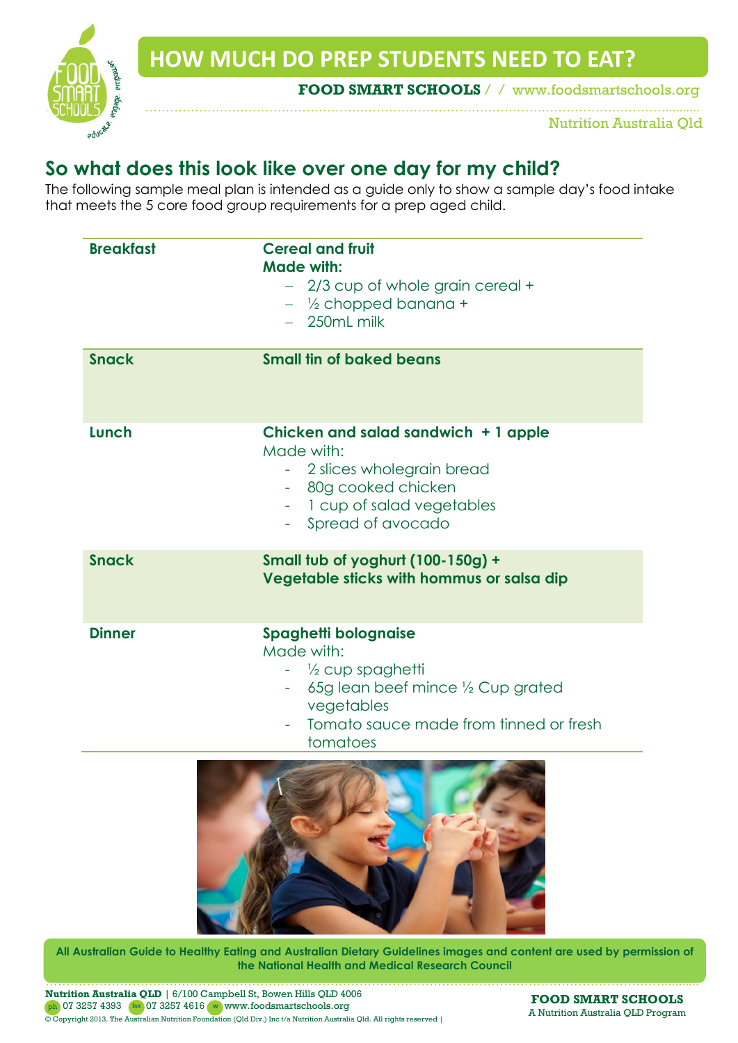# HOW MUCH DO PREP STUDENTS NEED TO EAT?

**FOOD SMART SCHOOLS** / / www.foodsmartschools.org

Nutrition Australia Qld

## So what does this look like over one day for my child?

The following sample meal plan is intended as a guide only to show a sample day's food intake that meets the 5 core food group requirements for a prep aged child.

| | |
|---|---|
| **Breakfast** | **Cereal and fruit**<br>**Made with:**<br>– 2/3 cup of whole grain cereal +<br>– ½ chopped banana +<br>– 250mL milk |
| **Snack** | **Small tin of baked beans** |
| **Lunch** | **Chicken and salad sandwich + 1 apple**<br>Made with:<br>- 2 slices wholegrain bread<br>- 80g cooked chicken<br>- 1 cup of salad vegetables<br>- Spread of avocado |
| **Snack** | **Small tub of yoghurt (100-150g) +**<br>**Vegetable sticks with hommus or salsa dip** |
| **Dinner** | **Spaghetti bolognaise**<br>Made with:<br>- ½ cup spaghetti<br>- 65g lean beef mince ½ Cup grated vegetables<br>- Tomato sauce made from tinned or fresh tomatoes |

**All Australian Guide to Healthy Eating and Australian Dietary Guidelines images and content are used by permission of the National Health and Medical Research Council**

**Nutrition Australia QLD** | 6/100 Campbell St, Bowen Hills QLD 4006
ph 07 3257 4393 fax 07 3257 4616 w www.foodsmartschools.org
© Copyright 2013. The Australian Nutrition Foundation (Qld Div.) Inc t/a Nutrition Australia Qld. All rights reserved |

**FOOD SMART SCHOOLS**
A Nutrition Australia QLD Program